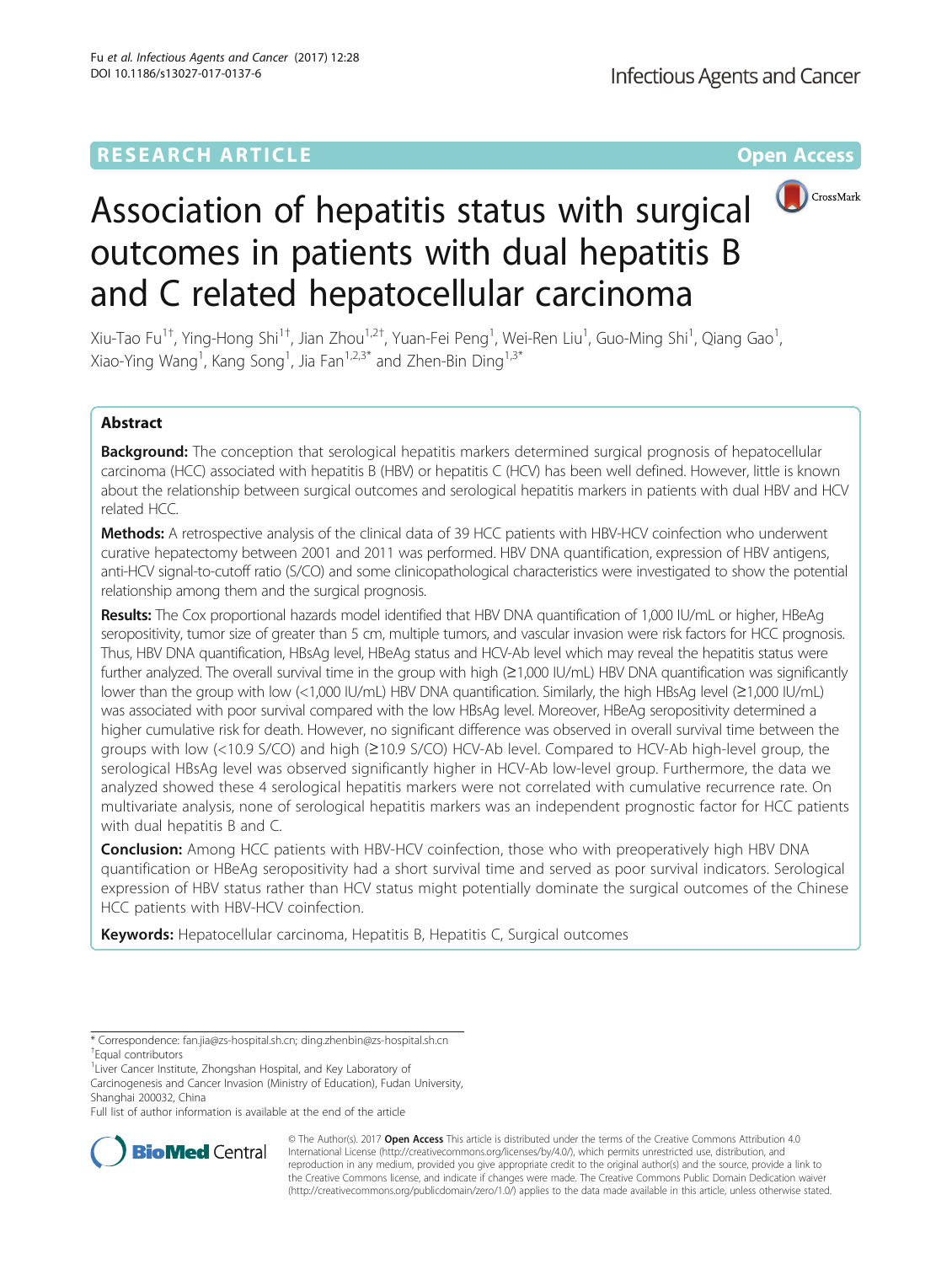RESEARCH ARTICLE

Open Access

# Association of hepatitis status with surgical outcomes in patients with dual hepatitis B and C related hepatocellular carcinoma

Xiu-Tao Fu[1†], Ying-Hong Shi[1†], Jian Zhou[1,2†], Yuan-Fei Peng[1], Wei-Ren Liu[1], Guo-Ming Shi[1], Qiang Gao[1], Xiao-Ying Wang[1], Kang Song[1], Jia Fan[1,2,3*] and Zhen-Bin Ding[1,3*]

## Abstract

**Background:** The conception that serological hepatitis markers determined surgical prognosis of hepatocellular carcinoma (HCC) associated with hepatitis B (HBV) or hepatitis C (HCV) has been well defined. However, little is known about the relationship between surgical outcomes and serological hepatitis markers in patients with dual HBV and HCV related HCC.

**Methods:** A retrospective analysis of the clinical data of 39 HCC patients with HBV-HCV coinfection who underwent curative hepatectomy between 2001 and 2011 was performed. HBV DNA quantification, expression of HBV antigens, anti-HCV signal-to-cutoff ratio (S/CO) and some clinicopathological characteristics were investigated to show the potential relationship among them and the surgical prognosis.

**Results:** The Cox proportional hazards model identified that HBV DNA quantification of 1,000 IU/mL or higher, HBeAg seropositivity, tumor size of greater than 5 cm, multiple tumors, and vascular invasion were risk factors for HCC prognosis. Thus, HBV DNA quantification, HBsAg level, HBeAg status and HCV-Ab level which may reveal the hepatitis status were further analyzed. The overall survival time in the group with high (≥1,000 IU/mL) HBV DNA quantification was significantly lower than the group with low (<1,000 IU/mL) HBV DNA quantification. Similarly, the high HBsAg level (≥1,000 IU/mL) was associated with poor survival compared with the low HBsAg level. Moreover, HBeAg seropositivity determined a higher cumulative risk for death. However, no significant difference was observed in overall survival time between the groups with low (<10.9 S/CO) and high (≥10.9 S/CO) HCV-Ab level. Compared to HCV-Ab high-level group, the serological HBsAg level was observed significantly higher in HCV-Ab low-level group. Furthermore, the data we analyzed showed these 4 serological hepatitis markers were not correlated with cumulative recurrence rate. On multivariate analysis, none of serological hepatitis markers was an independent prognostic factor for HCC patients with dual hepatitis B and C.

**Conclusion:** Among HCC patients with HBV-HCV coinfection, those who with preoperatively high HBV DNA quantification or HBeAg seropositivity had a short survival time and served as poor survival indicators. Serological expression of HBV status rather than HCV status might potentially dominate the surgical outcomes of the Chinese HCC patients with HBV-HCV coinfection.

**Keywords:** Hepatocellular carcinoma, Hepatitis B, Hepatitis C, Surgical outcomes

\* Correspondence: fan.jia@zs-hospital.sh.cn; ding.zhenbin@zs-hospital.sh.cn
†Equal contributors
[1]Liver Cancer Institute, Zhongshan Hospital, and Key Laboratory of Carcinogenesis and Cancer Invasion (Ministry of Education), Fudan University, Shanghai 200032, China
Full list of author information is available at the end of the article

© The Author(s). 2017 **Open Access** This article is distributed under the terms of the Creative Commons Attribution 4.0 International License (http://creativecommons.org/licenses/by/4.0/), which permits unrestricted use, distribution, and reproduction in any medium, provided you give appropriate credit to the original author(s) and the source, provide a link to the Creative Commons license, and indicate if changes were made. The Creative Commons Public Domain Dedication waiver (http://creativecommons.org/publicdomain/zero/1.0/) applies to the data made available in this article, unless otherwise stated.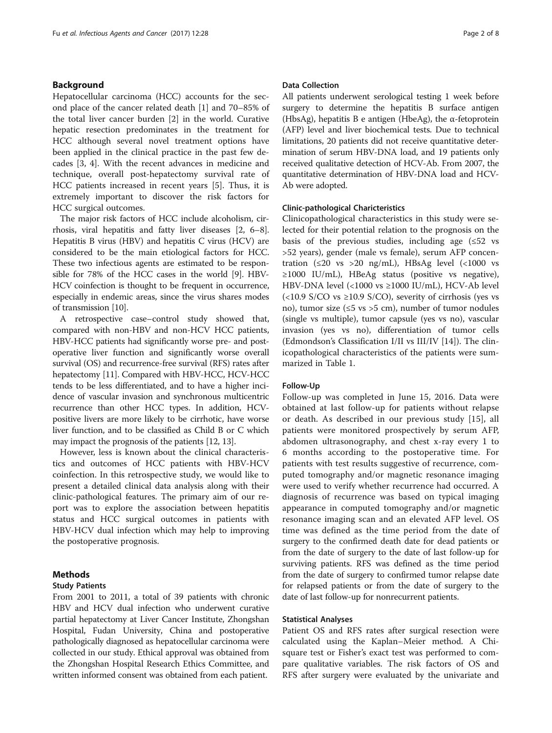## Background

Hepatocellular carcinoma (HCC) accounts for the second place of the cancer related death [1] and 70–85% of the total liver cancer burden [2] in the world. Curative hepatic resection predominates in the treatment for HCC although several novel treatment options have been applied in the clinical practice in the past few decades [3, 4]. With the recent advances in medicine and technique, overall post-hepatectomy survival rate of HCC patients increased in recent years [5]. Thus, it is extremely important to discover the risk factors for HCC surgical outcomes.

The major risk factors of HCC include alcoholism, cirrhosis, viral hepatitis and fatty liver diseases [2, 6–8]. Hepatitis B virus (HBV) and hepatitis C virus (HCV) are considered to be the main etiological factors for HCC. These two infectious agents are estimated to be responsible for 78% of the HCC cases in the world [9]. HBV-HCV coinfection is thought to be frequent in occurrence, especially in endemic areas, since the virus shares modes of transmission [10].

A retrospective case–control study showed that, compared with non-HBV and non-HCV HCC patients, HBV-HCC patients had significantly worse pre- and post-operative liver function and significantly worse overall survival (OS) and recurrence-free survival (RFS) rates after hepatectomy [11]. Compared with HBV-HCC, HCV-HCC tends to be less differentiated, and to have a higher incidence of vascular invasion and synchronous multicentric recurrence than other HCC types. In addition, HCV-positive livers are more likely to be cirrhotic, have worse liver function, and to be classified as Child B or C which may impact the prognosis of the patients [12, 13].

However, less is known about the clinical characteristics and outcomes of HCC patients with HBV-HCV coinfection. In this retrospective study, we would like to present a detailed clinical data analysis along with their clinic-pathological features. The primary aim of our report was to explore the association between hepatitis status and HCC surgical outcomes in patients with HBV-HCV dual infection which may help to improving the postoperative prognosis.

## Methods

### Study Patients

From 2001 to 2011, a total of 39 patients with chronic HBV and HCV dual infection who underwent curative partial hepatectomy at Liver Cancer Institute, Zhongshan Hospital, Fudan University, China and postoperative pathologically diagnosed as hepatocellular carcinoma were collected in our study. Ethical approval was obtained from the Zhongshan Hospital Research Ethics Committee, and written informed consent was obtained from each patient.

### Data Collection

All patients underwent serological testing 1 week before surgery to determine the hepatitis B surface antigen (HbsAg), hepatitis B e antigen (HbeAg), the α-fetoprotein (AFP) level and liver biochemical tests. Due to technical limitations, 20 patients did not receive quantitative determination of serum HBV-DNA load, and 19 patients only received qualitative detection of HCV-Ab. From 2007, the quantitative determination of HBV-DNA load and HCV-Ab were adopted.

### Clinic-pathological Charicteristics

Clinicopathological characteristics in this study were selected for their potential relation to the prognosis on the basis of the previous studies, including age (≤52 vs >52 years), gender (male vs female), serum AFP concentration (≤20 vs >20 ng/mL), HBsAg level (<1000 vs ≥1000 IU/mL), HBeAg status (positive vs negative), HBV-DNA level (<1000 vs ≥1000 IU/mL), HCV-Ab level (<10.9 S/CO vs ≥10.9 S/CO), severity of cirrhosis (yes vs no), tumor size (≤5 vs >5 cm), number of tumor nodules (single vs multiple), tumor capsule (yes vs no), vascular invasion (yes vs no), differentiation of tumor cells (Edmondson's Classification I/II vs III/IV [14]). The clinicopathological characteristics of the patients were summarized in Table 1.

### Follow-Up

Follow-up was completed in June 15, 2016. Data were obtained at last follow-up for patients without relapse or death. As described in our previous study [15], all patients were monitored prospectively by serum AFP, abdomen ultrasonography, and chest x-ray every 1 to 6 months according to the postoperative time. For patients with test results suggestive of recurrence, computed tomography and/or magnetic resonance imaging were used to verify whether recurrence had occurred. A diagnosis of recurrence was based on typical imaging appearance in computed tomography and/or magnetic resonance imaging scan and an elevated AFP level. OS time was defined as the time period from the date of surgery to the confirmed death date for dead patients or from the date of surgery to the date of last follow-up for surviving patients. RFS was defined as the time period from the date of surgery to confirmed tumor relapse date for relapsed patients or from the date of surgery to the date of last follow-up for nonrecurrent patients.

### Statistical Analyses

Patient OS and RFS rates after surgical resection were calculated using the Kaplan–Meier method. A Chi-square test or Fisher's exact test was performed to compare qualitative variables. The risk factors of OS and RFS after surgery were evaluated by the univariate and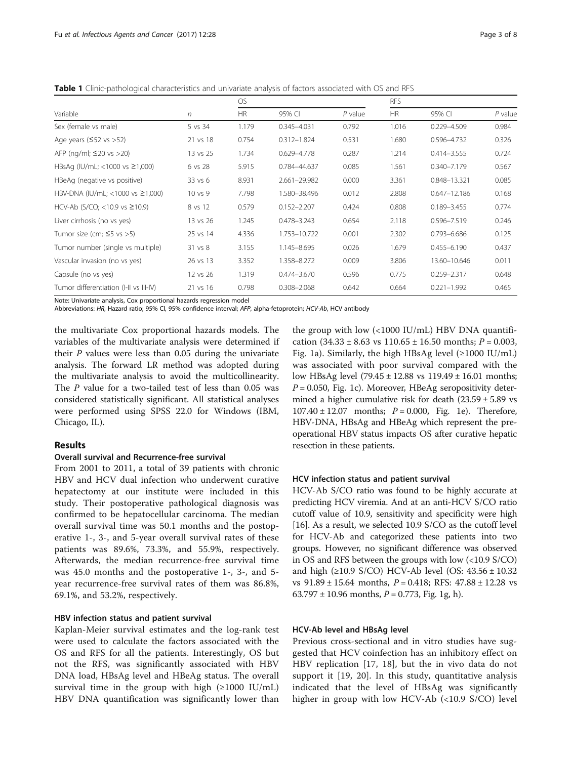**Table 1** Clinic-pathological characteristics and univariate analysis of factors associated with OS and RFS

| Variable | *n* | OS | | | RFS | | |
|---|---|---|---|---|---|---|---|
| | | HR | 95% CI | *P* value | HR | 95% CI | *P* value |
| Sex (female vs male) | 5 vs 34 | 1.179 | 0.345–4.031 | 0.792 | 1.016 | 0.229–4.509 | 0.984 |
| Age years (≤52 vs >52) | 21 vs 18 | 0.754 | 0.312–1.824 | 0.531 | 1.680 | 0.596–4.732 | 0.326 |
| AFP (ng/ml; ≤20 vs >20) | 13 vs 25 | 1.734 | 0.629–4.778 | 0.287 | 1.214 | 0.414–3.555 | 0.724 |
| HBsAg (IU/mL; <1000 vs ≥1,000) | 6 vs 28 | 5.915 | 0.784–44.637 | 0.085 | 1.561 | 0.340–7.179 | 0.567 |
| HBeAg (negative vs positive) | 33 vs 6 | 8.931 | 2.661–29.982 | 0.000 | 3.361 | 0.848–13.321 | 0.085 |
| HBV-DNA (IU/mL; <1000 vs ≥1,000) | 10 vs 9 | 7.798 | 1.580–38.496 | 0.012 | 2.808 | 0.647–12.186 | 0.168 |
| HCV-Ab (S/CO; <10.9 vs ≥10.9) | 8 vs 12 | 0.579 | 0.152–2.207 | 0.424 | 0.808 | 0.189–3.455 | 0.774 |
| Liver cirrhosis (no vs yes) | 13 vs 26 | 1.245 | 0.478–3.243 | 0.654 | 2.118 | 0.596–7.519 | 0.246 |
| Tumor size (cm; ≤5 vs >5) | 25 vs 14 | 4.336 | 1.753–10.722 | 0.001 | 2.302 | 0.793–6.686 | 0.125 |
| Tumor number (single vs multiple) | 31 vs 8 | 3.155 | 1.145–8.695 | 0.026 | 1.679 | 0.455–6.190 | 0.437 |
| Vascular invasion (no vs yes) | 26 vs 13 | 3.352 | 1.358–8.272 | 0.009 | 3.806 | 13.60–10.646 | 0.011 |
| Capsule (no vs yes) | 12 vs 26 | 1.319 | 0.474–3.670 | 0.596 | 0.775 | 0.259–2.317 | 0.648 |
| Tumor differentiation (I-II vs III-IV) | 21 vs 16 | 0.798 | 0.308–2.068 | 0.642 | 0.664 | 0.221–1.992 | 0.465 |

Note: Univariate analysis, Cox proportional hazards regression model
Abbreviations: *HR*, Hazard ratio; 95% CI, 95% confidence interval; *AFP*, alpha-fetoprotein; *HCV-Ab*, HCV antibody

the multivariate Cox proportional hazards models. The variables of the multivariate analysis were determined if their *P* values were less than 0.05 during the univariate analysis. The forward LR method was adopted during the multivariate analysis to avoid the multicollinearity. The *P* value for a two-tailed test of less than 0.05 was considered statistically significant. All statistical analyses were performed using SPSS 22.0 for Windows (IBM, Chicago, IL).

## Results

### Overall survival and Recurrence-free survival

From 2001 to 2011, a total of 39 patients with chronic HBV and HCV dual infection who underwent curative hepatectomy at our institute were included in this study. Their postoperative pathological diagnosis was confirmed to be hepatocellular carcinoma. The median overall survival time was 50.1 months and the postoperative 1-, 3-, and 5-year overall survival rates of these patients was 89.6%, 73.3%, and 55.9%, respectively. Afterwards, the median recurrence-free survival time was 45.0 months and the postoperative 1-, 3-, and 5-year recurrence-free survival rates of them was 86.8%, 69.1%, and 53.2%, respectively.

### HBV infection status and patient survival

Kaplan-Meier survival estimates and the log-rank test were used to calculate the factors associated with the OS and RFS for all the patients. Interestingly, OS but not the RFS, was significantly associated with HBV DNA load, HBsAg level and HBeAg status. The overall survival time in the group with high (≥1000 IU/mL) HBV DNA quantification was significantly lower than the group with low (<1000 IU/mL) HBV DNA quantification (34.33 ± 8.63 vs 110.65 ± 16.50 months; *P* = 0.003, Fig. 1a). Similarly, the high HBsAg level (≥1000 IU/mL) was associated with poor survival compared with the low HBsAg level (79.45 ± 12.88 vs 119.49 ± 16.01 months; *P* = 0.050, Fig. 1c). Moreover, HBeAg seropositivity determined a higher cumulative risk for death (23.59 ± 5.89 vs 107.40 ± 12.07 months; *P* = 0.000, Fig. 1e). Therefore, HBV-DNA, HBsAg and HBeAg which represent the pre-operational HBV status impacts OS after curative hepatic resection in these patients.

### HCV infection status and patient survival

HCV-Ab S/CO ratio was found to be highly accurate at predicting HCV viremia. And at an anti-HCV S/CO ratio cutoff value of 10.9, sensitivity and specificity were high [16]. As a result, we selected 10.9 S/CO as the cutoff level for HCV-Ab and categorized these patients into two groups. However, no significant difference was observed in OS and RFS between the groups with low (<10.9 S/CO) and high (≥10.9 S/CO) HCV-Ab level (OS: 43.56 ± 10.32 vs 91.89 ± 15.64 months, *P* = 0.418; RFS: 47.88 ± 12.28 vs 63.797 ± 10.96 months, *P* = 0.773, Fig. 1g, h).

### HCV-Ab level and HBsAg level

Previous cross-sectional and in vitro studies have suggested that HCV coinfection has an inhibitory effect on HBV replication [17, 18], but the in vivo data do not support it [19, 20]. In this study, quantitative analysis indicated that the level of HBsAg was significantly higher in group with low HCV-Ab (<10.9 S/CO) level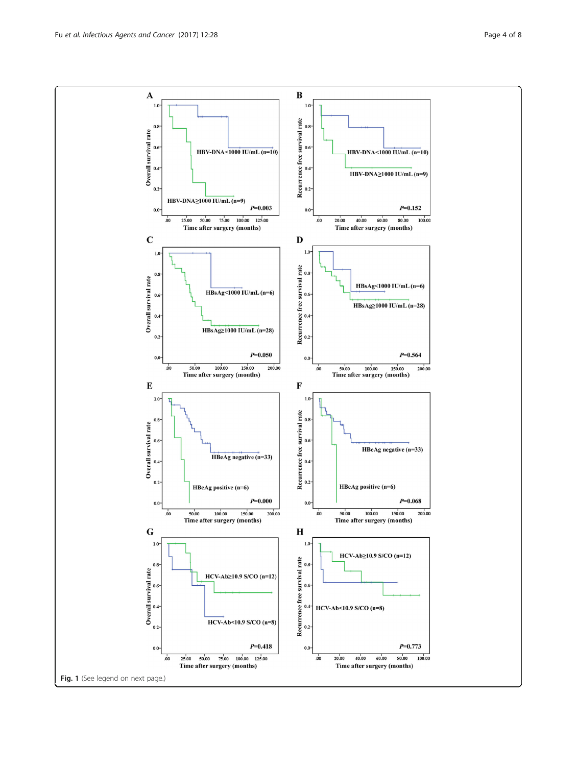**Fig. 1** (See legend on next page.)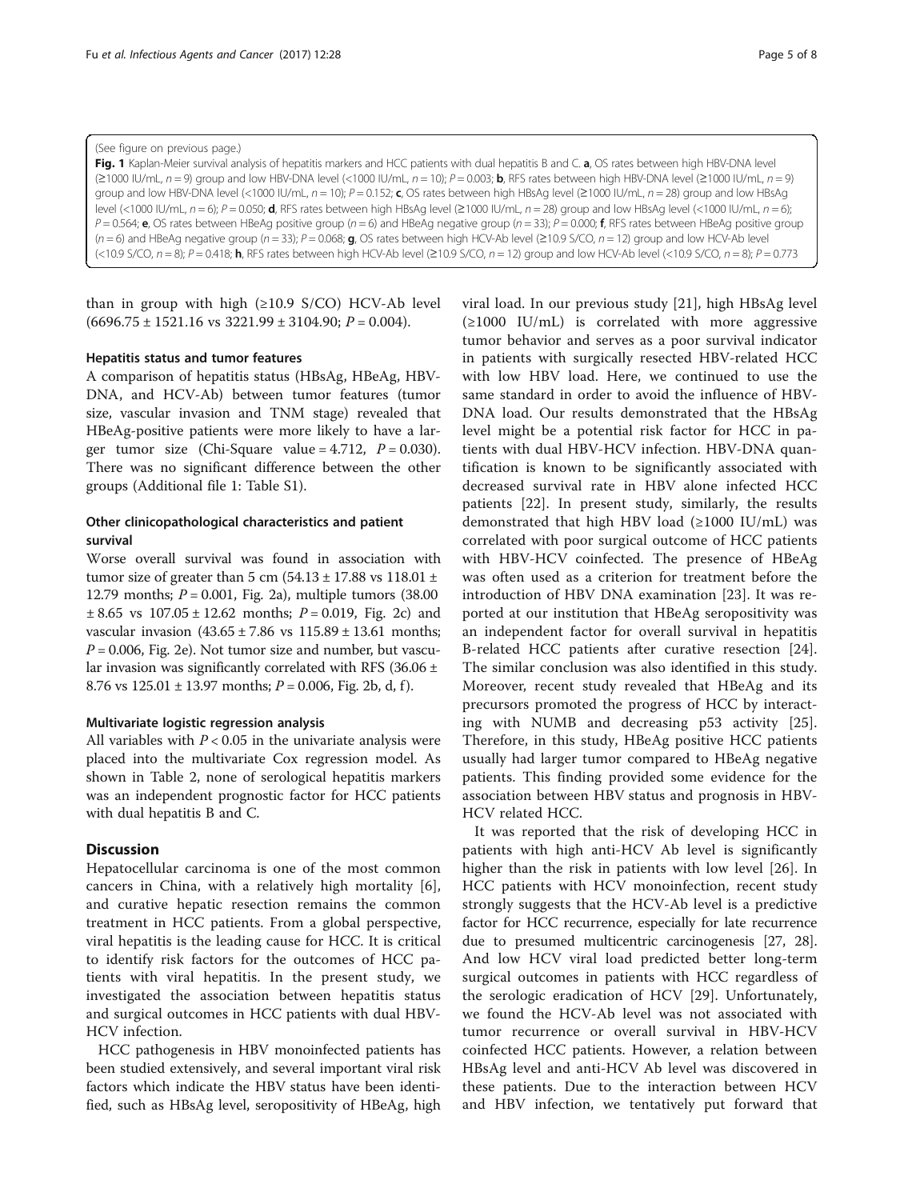(See figure on previous page.)

**Fig. 1** Kaplan-Meier survival analysis of hepatitis markers and HCC patients with dual hepatitis B and C. **a**, OS rates between high HBV-DNA level (≥1000 IU/mL, $n = 9$) group and low HBV-DNA level (<1000 IU/mL, $n = 10$); $P = 0.003$; **b**, RFS rates between high HBV-DNA level (≥1000 IU/mL, $n = 9$) group and low HBV-DNA level (<1000 IU/mL, $n = 10$); $P = 0.152$; **c**, OS rates between high HBsAg level (≥1000 IU/mL, $n = 28$) group and low HBsAg level (<1000 IU/mL, $n = 6$); $P = 0.050$; **d**, RFS rates between high HBsAg level (≥1000 IU/mL, $n = 28$) group and low HBsAg level (<1000 IU/mL, $n = 6$); $P = 0.564$; **e**, OS rates between HBeAg positive group ($n = 6$) and HBeAg negative group ($n = 33$); $P = 0.000$; **f**, RFS rates between HBeAg positive group ($n = 6$) and HBeAg negative group ($n = 33$); $P = 0.068$; **g**, OS rates between high HCV-Ab level (≥10.9 S/CO, $n = 12$) group and low HCV-Ab level (<10.9 S/CO, $n = 8$); $P = 0.418$; **h**, RFS rates between high HCV-Ab level (≥10.9 S/CO, $n = 12$) group and low HCV-Ab level (<10.9 S/CO, $n = 8$); $P = 0.773$

than in group with high (≥10.9 S/CO) HCV-Ab level (6696.75 ± 1521.16 vs 3221.99 ± 3104.90; $P = 0.004$).

### Hepatitis status and tumor features

A comparison of hepatitis status (HBsAg, HBeAg, HBV-DNA, and HCV-Ab) between tumor features (tumor size, vascular invasion and TNM stage) revealed that HBeAg-positive patients were more likely to have a larger tumor size (Chi-Square value = 4.712, $P = 0.030$). There was no significant difference between the other groups (Additional file 1: Table S1).

### Other clinicopathological characteristics and patient survival

Worse overall survival was found in association with tumor size of greater than 5 cm (54.13 ± 17.88 vs 118.01 ± 12.79 months; $P = 0.001$, Fig. 2a), multiple tumors (38.00 ± 8.65 vs 107.05 ± 12.62 months; $P = 0.019$, Fig. 2c) and vascular invasion (43.65 ± 7.86 vs 115.89 ± 13.61 months; $P = 0.006$, Fig. 2e). Not tumor size and number, but vascular invasion was significantly correlated with RFS (36.06 ± 8.76 vs 125.01 ± 13.97 months; $P = 0.006$, Fig. 2b, d, f).

### Multivariate logistic regression analysis

All variables with $P < 0.05$ in the univariate analysis were placed into the multivariate Cox regression model. As shown in Table 2, none of serological hepatitis markers was an independent prognostic factor for HCC patients with dual hepatitis B and C.

## Discussion

Hepatocellular carcinoma is one of the most common cancers in China, with a relatively high mortality [6], and curative hepatic resection remains the common treatment in HCC patients. From a global perspective, viral hepatitis is the leading cause for HCC. It is critical to identify risk factors for the outcomes of HCC patients with viral hepatitis. In the present study, we investigated the association between hepatitis status and surgical outcomes in HCC patients with dual HBV-HCV infection.

HCC pathogenesis in HBV monoinfected patients has been studied extensively, and several important viral risk factors which indicate the HBV status have been identified, such as HBsAg level, seropositivity of HBeAg, high viral load. In our previous study [21], high HBsAg level (≥1000 IU/mL) is correlated with more aggressive tumor behavior and serves as a poor survival indicator in patients with surgically resected HBV-related HCC with low HBV load. Here, we continued to use the same standard in order to avoid the influence of HBV-DNA load. Our results demonstrated that the HBsAg level might be a potential risk factor for HCC in patients with dual HBV-HCV infection. HBV-DNA quantification is known to be significantly associated with decreased survival rate in HBV alone infected HCC patients [22]. In present study, similarly, the results demonstrated that high HBV load (≥1000 IU/mL) was correlated with poor surgical outcome of HCC patients with HBV-HCV coinfected. The presence of HBeAg was often used as a criterion for treatment before the introduction of HBV DNA examination [23]. It was reported at our institution that HBeAg seropositivity was an independent factor for overall survival in hepatitis B-related HCC patients after curative resection [24]. The similar conclusion was also identified in this study. Moreover, recent study revealed that HBeAg and its precursors promoted the progress of HCC by interacting with NUMB and decreasing p53 activity [25]. Therefore, in this study, HBeAg positive HCC patients usually had larger tumor compared to HBeAg negative patients. This finding provided some evidence for the association between HBV status and prognosis in HBV-HCV related HCC.

It was reported that the risk of developing HCC in patients with high anti-HCV Ab level is significantly higher than the risk in patients with low level [26]. In HCC patients with HCV monoinfection, recent study strongly suggests that the HCV-Ab level is a predictive factor for HCC recurrence, especially for late recurrence due to presumed multicentric carcinogenesis [27, 28]. And low HCV viral load predicted better long-term surgical outcomes in patients with HCC regardless of the serologic eradication of HCV [29]. Unfortunately, we found the HCV-Ab level was not associated with tumor recurrence or overall survival in HBV-HCV coinfected HCC patients. However, a relation between HBsAg level and anti-HCV Ab level was discovered in these patients. Due to the interaction between HCV and HBV infection, we tentatively put forward that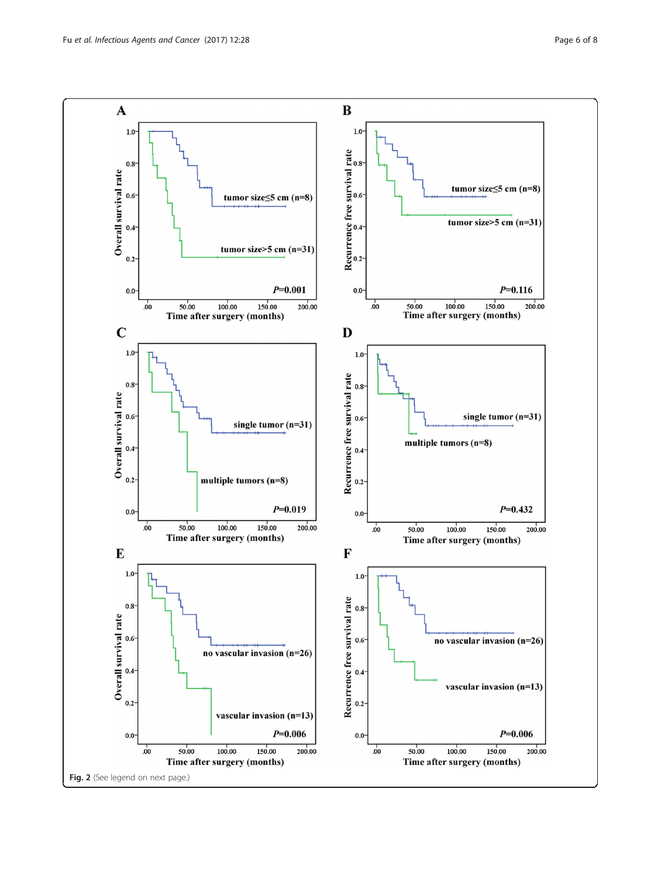**Fig. 2** (See legend on next page.)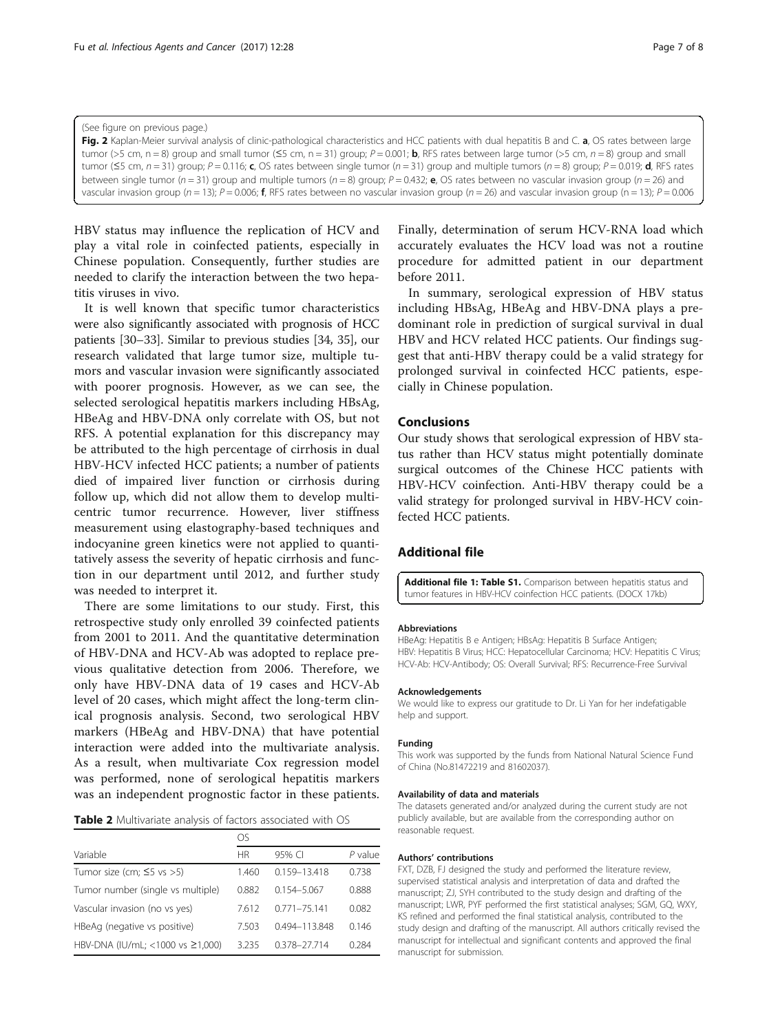(See figure on previous page.)

**Fig. 2** Kaplan-Meier survival analysis of clinic-pathological characteristics and HCC patients with dual hepatitis B and C. **a**, OS rates between large tumor (>5 cm, n = 8) group and small tumor (≤5 cm, n = 31) group; *P* = 0.001; **b**, RFS rates between large tumor (>5 cm, *n* = 8) group and small tumor (≤5 cm, *n* = 31) group; *P* = 0.116; **c**, OS rates between single tumor (*n* = 31) group and multiple tumors (*n* = 8) group; *P* = 0.019; **d**, RFS rates between single tumor (*n* = 31) group and multiple tumors (*n* = 8) group; *P* = 0.432; **e**, OS rates between no vascular invasion group (*n* = 26) and vascular invasion group (*n* = 13); *P* = 0.006; **f**, RFS rates between no vascular invasion group (*n* = 26) and vascular invasion group (n = 13); *P* = 0.006

HBV status may influence the replication of HCV and play a vital role in coinfected patients, especially in Chinese population. Consequently, further studies are needed to clarify the interaction between the two hepatitis viruses in vivo.

It is well known that specific tumor characteristics were also significantly associated with prognosis of HCC patients [30–33]. Similar to previous studies [34, 35], our research validated that large tumor size, multiple tumors and vascular invasion were significantly associated with poorer prognosis. However, as we can see, the selected serological hepatitis markers including HBsAg, HBeAg and HBV-DNA only correlate with OS, but not RFS. A potential explanation for this discrepancy may be attributed to the high percentage of cirrhosis in dual HBV-HCV infected HCC patients; a number of patients died of impaired liver function or cirrhosis during follow up, which did not allow them to develop multicentric tumor recurrence. However, liver stiffness measurement using elastography-based techniques and indocyanine green kinetics were not applied to quantitatively assess the severity of hepatic cirrhosis and function in our department until 2012, and further study was needed to interpret it.

There are some limitations to our study. First, this retrospective study only enrolled 39 coinfected patients from 2001 to 2011. And the quantitative determination of HBV-DNA and HCV-Ab was adopted to replace previous qualitative detection from 2006. Therefore, we only have HBV-DNA data of 19 cases and HCV-Ab level of 20 cases, which might affect the long-term clinical prognosis analysis. Second, two serological HBV markers (HBeAg and HBV-DNA) that have potential interaction were added into the multivariate analysis. As a result, when multivariate Cox regression model was performed, none of serological hepatitis markers was an independent prognostic factor in these patients.

**Table 2** Multivariate analysis of factors associated with OS

| Variable | OS | | |
|---|---|---|---|
| | HR | 95% CI | *P* value |
| Tumor size (cm; ≤5 vs >5) | 1.460 | 0.159–13.418 | 0.738 |
| Tumor number (single vs multiple) | 0.882 | 0.154–5.067 | 0.888 |
| Vascular invasion (no vs yes) | 7.612 | 0.771–75.141 | 0.082 |
| HBeAg (negative vs positive) | 7.503 | 0.494–113.848 | 0.146 |
| HBV-DNA (IU/mL; <1000 vs ≥1,000) | 3.235 | 0.378–27.714 | 0.284 |

Finally, determination of serum HCV-RNA load which accurately evaluates the HCV load was not a routine procedure for admitted patient in our department before 2011.

In summary, serological expression of HBV status including HBsAg, HBeAg and HBV-DNA plays a predominant role in prediction of surgical survival in dual HBV and HCV related HCC patients. Our findings suggest that anti-HBV therapy could be a valid strategy for prolonged survival in coinfected HCC patients, especially in Chinese population.

## Conclusions

Our study shows that serological expression of HBV status rather than HCV status might potentially dominate surgical outcomes of the Chinese HCC patients with HBV-HCV coinfection. Anti-HBV therapy could be a valid strategy for prolonged survival in HBV-HCV coinfected HCC patients.

## Additional file

**Additional file 1: Table S1.** Comparison between hepatitis status and tumor features in HBV-HCV coinfection HCC patients. (DOCX 17kb)

#### Abbreviations

HBeAg: Hepatitis B e Antigen; HBsAg: Hepatitis B Surface Antigen; HBV: Hepatitis B Virus; HCC: Hepatocellular Carcinoma; HCV: Hepatitis C Virus; HCV-Ab: HCV-Antibody; OS: Overall Survival; RFS: Recurrence-Free Survival

#### Acknowledgements

We would like to express our gratitude to Dr. Li Yan for her indefatigable help and support.

#### Funding

This work was supported by the funds from National Natural Science Fund of China (No.81472219 and 81602037).

#### Availability of data and materials

The datasets generated and/or analyzed during the current study are not publicly available, but are available from the corresponding author on reasonable request.

#### Authors' contributions

FXT, DZB, FJ designed the study and performed the literature review, supervised statistical analysis and interpretation of data and drafted the manuscript; ZJ, SYH contributed to the study design and drafting of the manuscript; LWR, PYF performed the first statistical analyses; SGM, GQ, WXY, KS refined and performed the final statistical analysis, contributed to the study design and drafting of the manuscript. All authors critically revised the manuscript for intellectual and significant contents and approved the final manuscript for submission.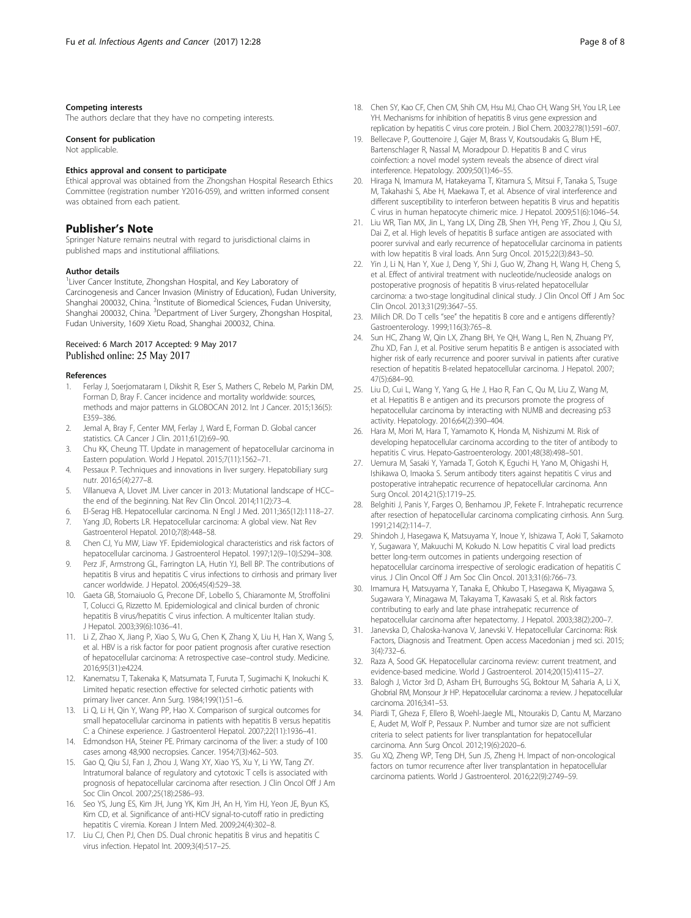#### Competing interests
The authors declare that they have no competing interests.

#### Consent for publication
Not applicable.

#### Ethics approval and consent to participate
Ethical approval was obtained from the Zhongshan Hospital Research Ethics Committee (registration number Y2016-059), and written informed consent was obtained from each patient.

## Publisher's Note
Springer Nature remains neutral with regard to jurisdictional claims in published maps and institutional affiliations.

#### Author details
[1]Liver Cancer Institute, Zhongshan Hospital, and Key Laboratory of Carcinogenesis and Cancer Invasion (Ministry of Education), Fudan University, Shanghai 200032, China. [2]Institute of Biomedical Sciences, Fudan University, Shanghai 200032, China. [3]Department of Liver Surgery, Zhongshan Hospital, Fudan University, 1609 Xietu Road, Shanghai 200032, China.

Received: 6 March 2017 Accepted: 9 May 2017
Published online: 25 May 2017

#### References
1. Ferlay J, Soerjomataram I, Dikshit R, Eser S, Mathers C, Rebelo M, Parkin DM, Forman D, Bray F. Cancer incidence and mortality worldwide: sources, methods and major patterns in GLOBOCAN 2012. Int J Cancer. 2015;136(5): E359–386.
2. Jemal A, Bray F, Center MM, Ferlay J, Ward E, Forman D. Global cancer statistics. CA Cancer J Clin. 2011;61(2):69–90.
3. Chu KK, Cheung TT. Update in management of hepatocellular carcinoma in Eastern population. World J Hepatol. 2015;7(11):1562–71.
4. Pessaux P. Techniques and innovations in liver surgery. Hepatobiliary surg nutr. 2016;5(4):277–8.
5. Villanueva A, Llovet JM. Liver cancer in 2013: Mutational landscape of HCC–the end of the beginning. Nat Rev Clin Oncol. 2014;11(2):73–4.
6. El-Serag HB. Hepatocellular carcinoma. N Engl J Med. 2011;365(12):1118–27.
7. Yang JD, Roberts LR. Hepatocellular carcinoma: A global view. Nat Rev Gastroenterol Hepatol. 2010;7(8):448–58.
8. Chen CJ, Yu MW, Liaw YF. Epidemiological characteristics and risk factors of hepatocellular carcinoma. J Gastroenterol Hepatol. 1997;12(9–10):S294–308.
9. Perz JF, Armstrong GL, Farrington LA, Hutin YJ, Bell BP. The contributions of hepatitis B virus and hepatitis C virus infections to cirrhosis and primary liver cancer worldwide. J Hepatol. 2006;45(4):529–38.
10. Gaeta GB, Stornaiuolo G, Precone DF, Lobello S, Chiaramonte M, Stroffolini T, Colucci G, Rizzetto M. Epidemiological and clinical burden of chronic hepatitis B virus/hepatitis C virus infection. A multicenter Italian study. J Hepatol. 2003;39(6):1036–41.
11. Li Z, Zhao X, Jiang P, Xiao S, Wu G, Chen K, Zhang X, Liu H, Han X, Wang S, et al. HBV is a risk factor for poor patient prognosis after curative resection of hepatocellular carcinoma: A retrospective case–control study. Medicine. 2016;95(31):e4224.
12. Kanematsu T, Takenaka K, Matsumata T, Furuta T, Sugimachi K, Inokuchi K. Limited hepatic resection effective for selected cirrhotic patients with primary liver cancer. Ann Surg. 1984;199(1):51–6.
13. Li Q, Li H, Qin Y, Wang PP, Hao X. Comparison of surgical outcomes for small hepatocellular carcinoma in patients with hepatitis B versus hepatitis C: a Chinese experience. J Gastroenterol Hepatol. 2007;22(11):1936–41.
14. Edmondson HA, Steiner PE. Primary carcinoma of the liver: a study of 100 cases among 48,900 necropsies. Cancer. 1954;7(3):462–503.
15. Gao Q, Qiu SJ, Fan J, Zhou J, Wang XY, Xiao YS, Xu Y, Li YW, Tang ZY. Intratumoral balance of regulatory and cytotoxic T cells is associated with prognosis of hepatocellular carcinoma after resection. J Clin Oncol Off J Am Soc Clin Oncol. 2007;25(18):2586–93.
16. Seo YS, Jung ES, Kim JH, Jung YK, Kim JH, An H, Yim HJ, Yeon JE, Byun KS, Kim CD, et al. Significance of anti-HCV signal-to-cutoff ratio in predicting hepatitis C viremia. Korean J Intern Med. 2009;24(4):302–8.
17. Liu CJ, Chen PJ, Chen DS. Dual chronic hepatitis B virus and hepatitis C virus infection. Hepatol Int. 2009;3(4):517–25.
18. Chen SY, Kao CF, Chen CM, Shih CM, Hsu MJ, Chao CH, Wang SH, You LR, Lee YH. Mechanisms for inhibition of hepatitis B virus gene expression and replication by hepatitis C virus core protein. J Biol Chem. 2003;278(1):591–607.
19. Bellecave P, Gouttenoire J, Gajer M, Brass V, Koutsoudakis G, Blum HE, Bartenschlager R, Nassal M, Moradpour D. Hepatitis B and C virus coinfection: a novel model system reveals the absence of direct viral interference. Hepatology. 2009;50(1):46–55.
20. Hiraga N, Imamura M, Hatakeyama T, Kitamura S, Mitsui F, Tanaka S, Tsuge M, Takahashi S, Abe H, Maekawa T, et al. Absence of viral interference and different susceptibility to interferon between hepatitis B virus and hepatitis C virus in human hepatocyte chimeric mice. J Hepatol. 2009;51(6):1046–54.
21. Liu WR, Tian MX, Jin L, Yang LX, Ding ZB, Shen YH, Peng YF, Zhou J, Qiu SJ, Dai Z, et al. High levels of hepatitis B surface antigen are associated with poorer survival and early recurrence of hepatocellular carcinoma in patients with low hepatitis B viral loads. Ann Surg Oncol. 2015;22(3):843–50.
22. Yin J, Li N, Han Y, Xue J, Deng Y, Shi J, Guo W, Zhang H, Wang H, Cheng S, et al. Effect of antiviral treatment with nucleotide/nucleoside analogs on postoperative prognosis of hepatitis B virus-related hepatocellular carcinoma: a two-stage longitudinal clinical study. J Clin Oncol Off J Am Soc Clin Oncol. 2013;31(29):3647–55.
23. Milich DR. Do T cells "see" the hepatitis B core and e antigens differently? Gastroenterology. 1999;116(3):765–8.
24. Sun HC, Zhang W, Qin LX, Zhang BH, Ye QH, Wang L, Ren N, Zhuang PY, Zhu XD, Fan J, et al. Positive serum hepatitis B e antigen is associated with higher risk of early recurrence and poorer survival in patients after curative resection of hepatitis B-related hepatocellular carcinoma. J Hepatol. 2007; 47(5):684–90.
25. Liu D, Cui L, Wang Y, Yang G, He J, Hao R, Fan C, Qu M, Liu Z, Wang M, et al. Hepatitis B e antigen and its precursors promote the progress of hepatocellular carcinoma by interacting with NUMB and decreasing p53 activity. Hepatology. 2016;64(2):390–404.
26. Hara M, Mori M, Hara T, Yamamoto K, Honda M, Nishizumi M. Risk of developing hepatocellular carcinoma according to the titer of antibody to hepatitis C virus. Hepato-Gastroenterology. 2001;48(38):498–501.
27. Uemura M, Sasaki Y, Yamada T, Gotoh K, Eguchi H, Yano M, Ohigashi H, Ishikawa O, Imaoka S. Serum antibody titers against hepatitis C virus and postoperative intrahepatic recurrence of hepatocellular carcinoma. Ann Surg Oncol. 2014;21(5):1719–25.
28. Belghiti J, Panis Y, Farges O, Benhamou JP, Fekete F. Intrahepatic recurrence after resection of hepatocellular carcinoma complicating cirrhosis. Ann Surg. 1991;214(2):114–7.
29. Shindoh J, Hasegawa K, Matsuyama Y, Inoue Y, Ishizawa T, Aoki T, Sakamoto Y, Sugawara Y, Makuuchi M, Kokudo N. Low hepatitis C viral load predicts better long-term outcomes in patients undergoing resection of hepatocellular carcinoma irrespective of serologic eradication of hepatitis C virus. J Clin Oncol Off J Am Soc Clin Oncol. 2013;31(6):766–73.
30. Imamura H, Matsuyama Y, Tanaka E, Ohkubo T, Hasegawa K, Miyagawa S, Sugawara Y, Minagawa M, Takayama T, Kawasaki S, et al. Risk factors contributing to early and late phase intrahepatic recurrence of hepatocellular carcinoma after hepatectomy. J Hepatol. 2003;38(2):200–7.
31. Janevska D, Chaloska-Ivanova V, Janevski V. Hepatocellular Carcinoma: Risk Factors, Diagnosis and Treatment. Open access Macedonian j med sci. 2015; 3(4):732–6.
32. Raza A, Sood GK. Hepatocellular carcinoma review: current treatment, and evidence-based medicine. World J Gastroenterol. 2014;20(15):4115–27.
33. Balogh J, Victor 3rd D, Asham EH, Burroughs SG, Boktour M, Saharia A, Li X, Ghobrial RM, Monsour Jr HP. Hepatocellular carcinoma: a review. J hepatocellular carcinoma. 2016;3:41–53.
34. Piardi T, Gheza F, Ellero B, Woehl-Jaegle ML, Ntourakis D, Cantu M, Marzano E, Audet M, Wolf P, Pessaux P. Number and tumor size are not sufficient criteria to select patients for liver transplantation for hepatocellular carcinoma. Ann Surg Oncol. 2012;19(6):2020–6.
35. Gu XQ, Zheng WP, Teng DH, Sun JS, Zheng H. Impact of non-oncological factors on tumor recurrence after liver transplantation in hepatocellular carcinoma patients. World J Gastroenterol. 2016;22(9):2749–59.